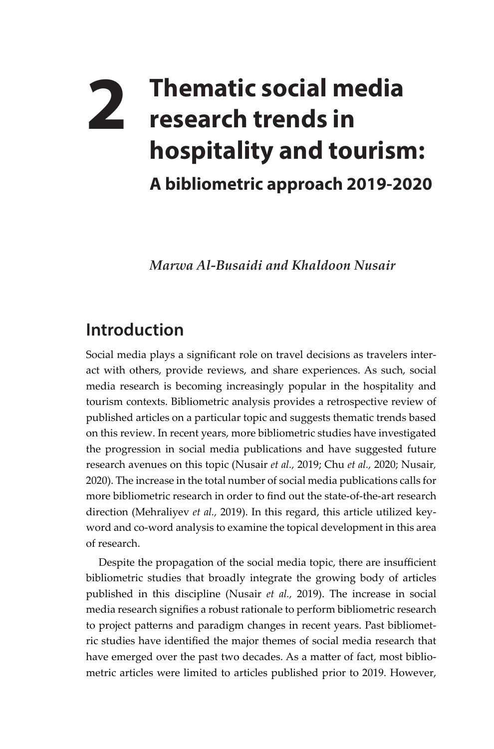# 2 Thematic social media research trends in hospitality and tourism:

## A bibliometric approach 2019-2020

*Marwa Al-Busaidi and Khaldoon Nusair*

## Introduction

Social media plays a significant role on travel decisions as travelers interact with others, provide reviews, and share experiences. As such, social media research is becoming increasingly popular in the hospitality and tourism contexts. Bibliometric analysis provides a retrospective review of published articles on a particular topic and suggests thematic trends based on this review. In recent years, more bibliometric studies have investigated the progression in social media publications and have suggested future research avenues on this topic (Nusair *et al.,* 2019; Chu *et al.,* 2020; Nusair, 2020). The increase in the total number of social media publications calls for more bibliometric research in order to find out the state-of-the-art research direction (Mehraliyev *et al.,* 2019). In this regard, this article utilized keyword and co-word analysis to examine the topical development in this area of research.

Despite the propagation of the social media topic, there are insufficient bibliometric studies that broadly integrate the growing body of articles published in this discipline (Nusair *et al.,* 2019). The increase in social media research signifies a robust rationale to perform bibliometric research to project patterns and paradigm changes in recent years. Past bibliometric studies have identified the major themes of social media research that have emerged over the past two decades. As a matter of fact, most bibliometric articles were limited to articles published prior to 2019. However,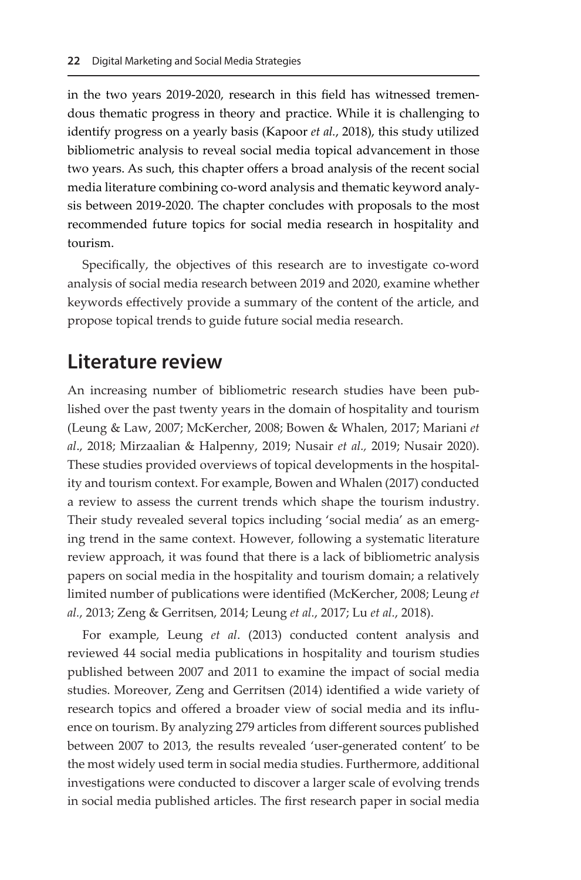in the two years 2019-2020, research in this field has witnessed tremendous thematic progress in theory and practice. While it is challenging to identify progress on a yearly basis (Kapoor *et al.*, 2018), this study utilized bibliometric analysis to reveal social media topical advancement in those two years. As such, this chapter offers a broad analysis of the recent social media literature combining co-word analysis and thematic keyword analysis between 2019-2020. The chapter concludes with proposals to the most recommended future topics for social media research in hospitality and tourism.

Specifically, the objectives of this research are to investigate co-word analysis of social media research between 2019 and 2020, examine whether keywords effectively provide a summary of the content of the article, and propose topical trends to guide future social media research.

## Literature review

An increasing number of bibliometric research studies have been published over the past twenty years in the domain of hospitality and tourism (Leung & Law, 2007; McKercher, 2008; Bowen & Whalen, 2017; Mariani *et al.*, 2018; Mirzaalian & Halpenny, 2019; Nusair *et al.,* 2019; Nusair 2020). These studies provided overviews of topical developments in the hospitality and tourism context. For example, Bowen and Whalen (2017) conducted a review to assess the current trends which shape the tourism industry. Their study revealed several topics including 'social media' as an emerging trend in the same context. However, following a systematic literature review approach, it was found that there is a lack of bibliometric analysis papers on social media in the hospitality and tourism domain; a relatively limited number of publications were identified (McKercher, 2008; Leung *et al.*, 2013; Zeng & Gerritsen, 2014; Leung *et al.*, 2017; Lu *et al.*, 2018).

For example, Leung *et al*. (2013) conducted content analysis and reviewed 44 social media publications in hospitality and tourism studies published between 2007 and 2011 to examine the impact of social media studies. Moreover, Zeng and Gerritsen (2014) identified a wide variety of research topics and offered a broader view of social media and its influence on tourism. By analyzing 279 articles from different sources published between 2007 to 2013, the results revealed 'user-generated content' to be the most widely used term in social media studies. Furthermore, additional investigations were conducted to discover a larger scale of evolving trends in social media published articles. The first research paper in social media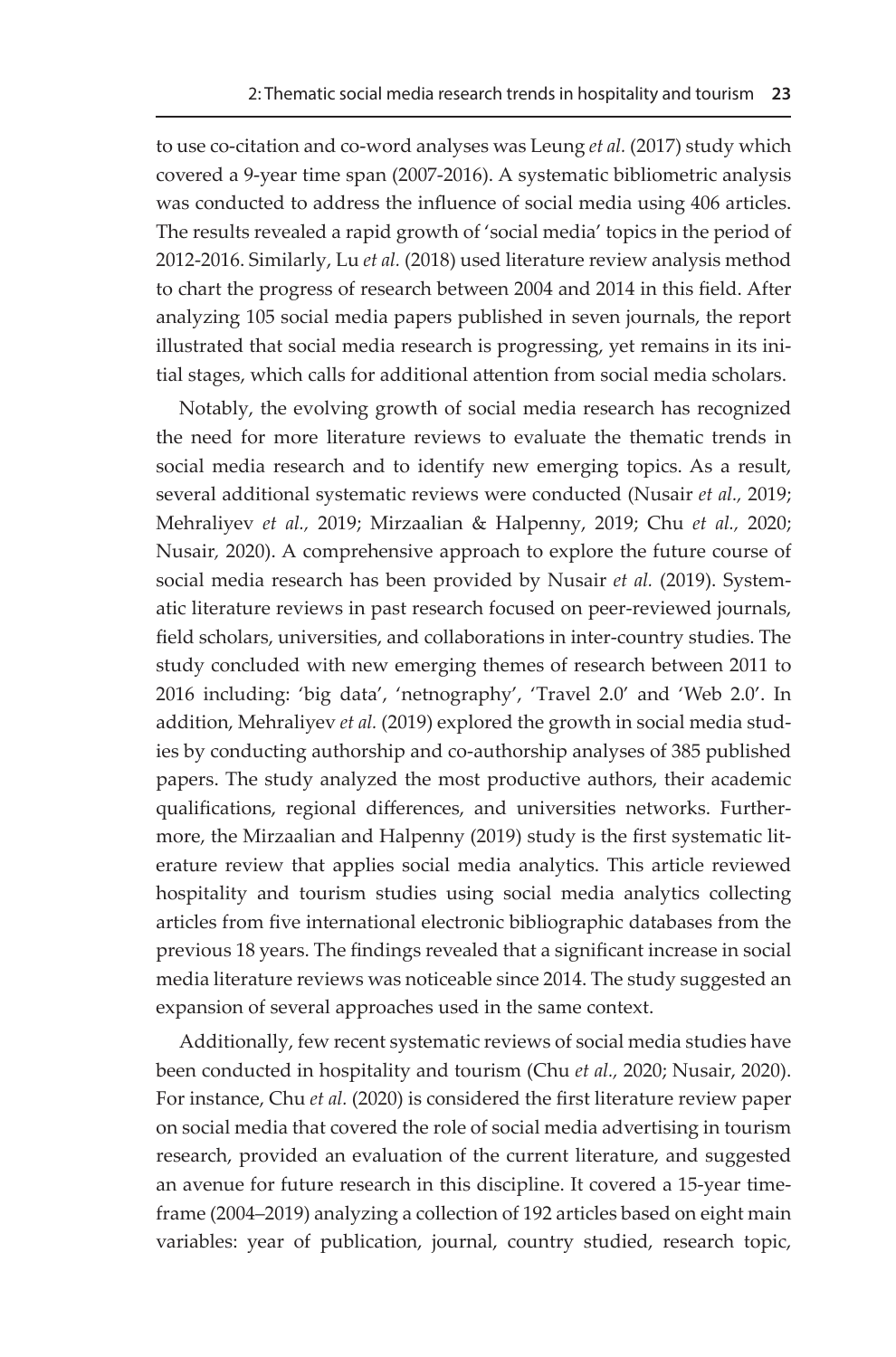to use co-citation and co-word analyses was Leung *et al.* (2017) study which covered a 9-year time span (2007-2016). A systematic bibliometric analysis was conducted to address the influence of social media using 406 articles. The results revealed a rapid growth of 'social media' topics in the period of 2012-2016. Similarly, Lu *et al.* (2018) used literature review analysis method to chart the progress of research between 2004 and 2014 in this field. After analyzing 105 social media papers published in seven journals, the report illustrated that social media research is progressing, yet remains in its initial stages, which calls for additional attention from social media scholars.

Notably, the evolving growth of social media research has recognized the need for more literature reviews to evaluate the thematic trends in social media research and to identify new emerging topics. As a result, several additional systematic reviews were conducted (Nusair *et al.,* 2019; Mehraliyev *et al.,* 2019; Mirzaalian & Halpenny, 2019; Chu *et al.,* 2020; Nusair, 2020). A comprehensive approach to explore the future course of social media research has been provided by Nusair *et al.* (2019). Systematic literature reviews in past research focused on peer-reviewed journals, field scholars, universities, and collaborations in inter-country studies. The study concluded with new emerging themes of research between 2011 to 2016 including: 'big data', 'netnography', 'Travel 2.0' and 'Web 2.0'. In addition, Mehraliyev *et al.* (2019) explored the growth in social media studies by conducting authorship and co-authorship analyses of 385 published papers. The study analyzed the most productive authors, their academic qualifications, regional differences, and universities networks. Furthermore, the Mirzaalian and Halpenny (2019) study is the first systematic literature review that applies social media analytics. This article reviewed hospitality and tourism studies using social media analytics collecting articles from five international electronic bibliographic databases from the previous 18 years. The findings revealed that a significant increase in social media literature reviews was noticeable since 2014. The study suggested an expansion of several approaches used in the same context.

Additionally, few recent systematic reviews of social media studies have been conducted in hospitality and tourism (Chu *et al.,* 2020; Nusair, 2020). For instance, Chu *et al.* (2020) is considered the first literature review paper on social media that covered the role of social media advertising in tourism research, provided an evaluation of the current literature, and suggested an avenue for future research in this discipline. It covered a 15-year timeframe (2004–2019) analyzing a collection of 192 articles based on eight main variables: year of publication, journal, country studied, research topic,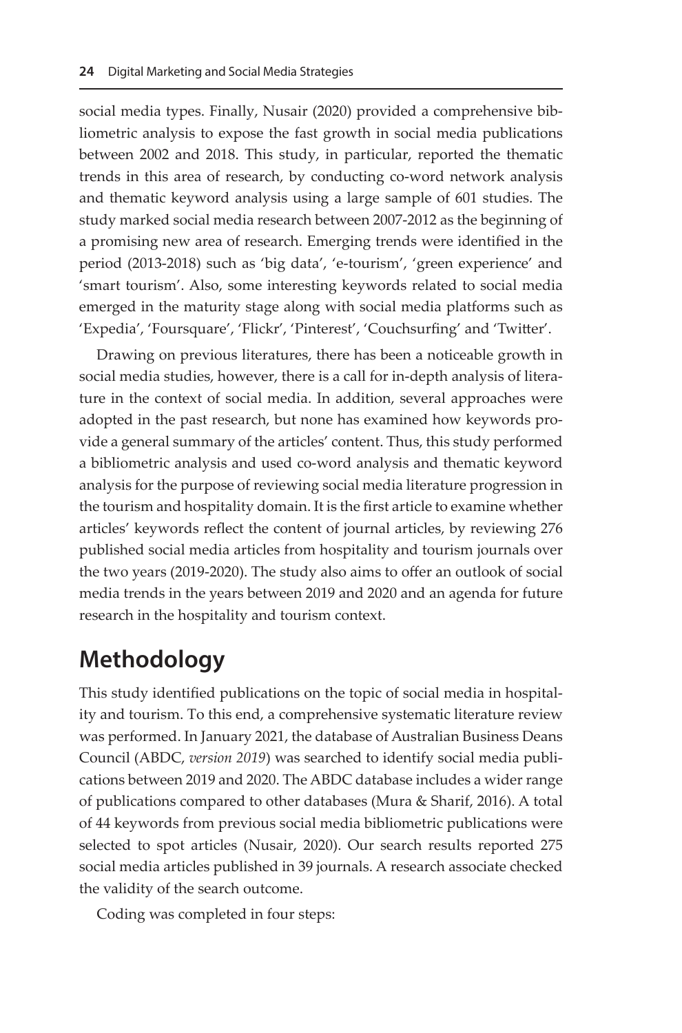social media types. Finally, Nusair (2020) provided a comprehensive bibliometric analysis to expose the fast growth in social media publications between 2002 and 2018. This study, in particular, reported the thematic trends in this area of research, by conducting co-word network analysis and thematic keyword analysis using a large sample of 601 studies. The study marked social media research between 2007-2012 as the beginning of a promising new area of research. Emerging trends were identified in the period (2013-2018) such as 'big data', 'e-tourism', 'green experience' and 'smart tourism'. Also, some interesting keywords related to social media emerged in the maturity stage along with social media platforms such as 'Expedia', 'Foursquare', 'Flickr', 'Pinterest', 'Couchsurfing' and 'Twitter'.

Drawing on previous literatures, there has been a noticeable growth in social media studies, however, there is a call for in-depth analysis of literature in the context of social media. In addition, several approaches were adopted in the past research, but none has examined how keywords provide a general summary of the articles' content. Thus, this study performed a bibliometric analysis and used co-word analysis and thematic keyword analysis for the purpose of reviewing social media literature progression in the tourism and hospitality domain. It is the first article to examine whether articles' keywords reflect the content of journal articles, by reviewing 276 published social media articles from hospitality and tourism journals over the two years (2019-2020). The study also aims to offer an outlook of social media trends in the years between 2019 and 2020 and an agenda for future research in the hospitality and tourism context.

## Methodology

This study identified publications on the topic of social media in hospitality and tourism. To this end, a comprehensive systematic literature review was performed. In January 2021, the database of Australian Business Deans Council (ABDC, *version 2019*) was searched to identify social media publications between 2019 and 2020. The ABDC database includes a wider range of publications compared to other databases (Mura & Sharif, 2016). A total of 44 keywords from previous social media bibliometric publications were selected to spot articles (Nusair, 2020). Our search results reported 275 social media articles published in 39 journals. A research associate checked the validity of the search outcome.

Coding was completed in four steps: